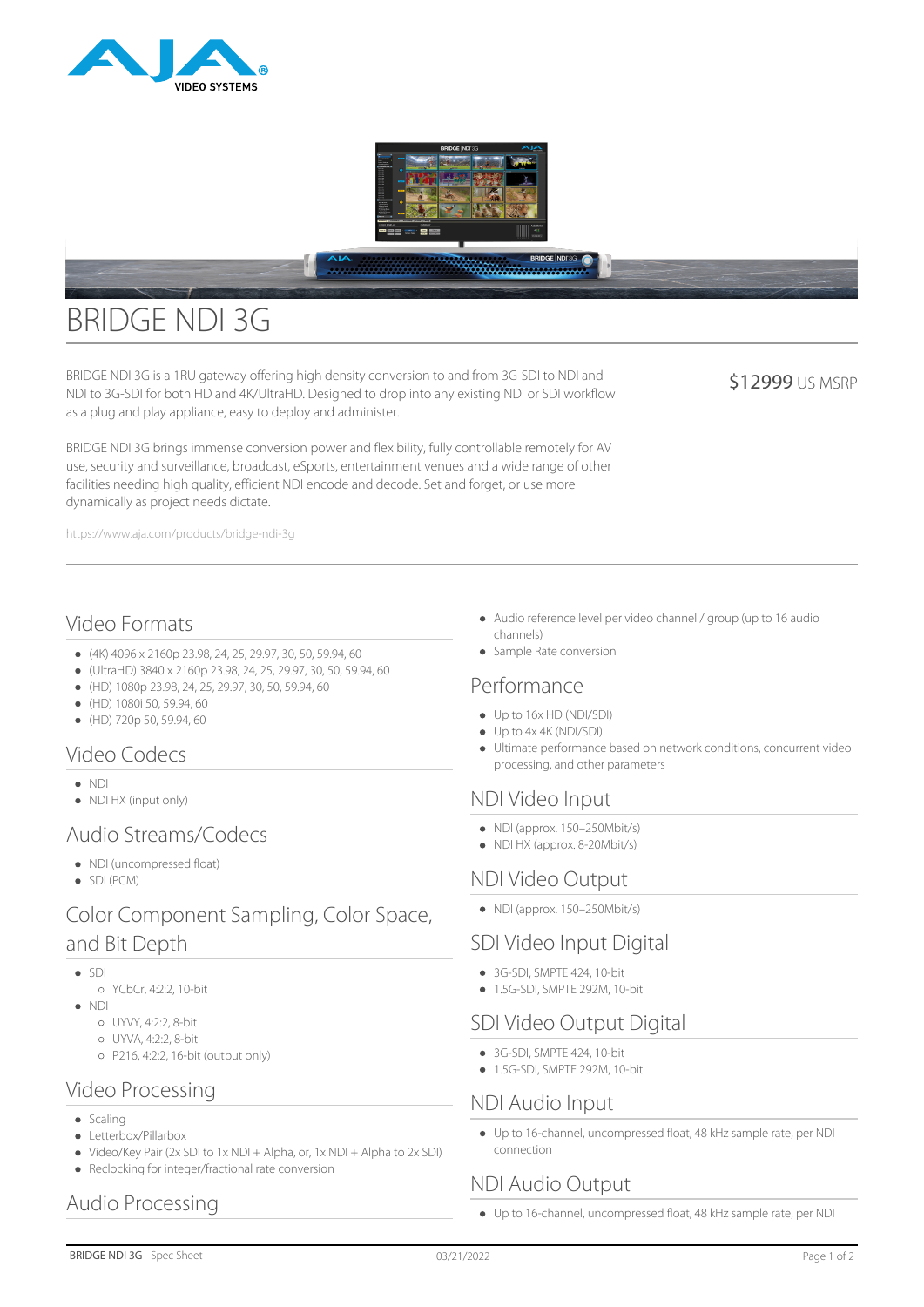# BRIDGE NDI 3G

BRIDGE NDI 3G is a 1RU gateway offering high density conversion to and from 3G-SDI to NDI and NDI to 3G-SDI for both HD and 4K/UltraHD. Designed to drop into any existing NDI or SDI workflow as a plug and play appliance, easy to deploy and administer.

$12999 US MSRP

BRIDGE NDI 3G brings immense conversion power and flexibility, fully controllable remotely for AV use, security and surveillance, broadcast, eSports, entertainment venues and a wide range of other facilities needing high quality, efficient NDI encode and decode. Set and forget, or use more dynamically as project needs dictate.

https://www.aja.com/products/bridge-ndi-3g

## Video Formats

- (4K) 4096 x 2160p 23.98, 24, 25, 29.97, 30, 50, 59.94, 60
- (UltraHD) 3840 x 2160p 23.98, 24, 25, 29.97, 30, 50, 59.94, 60
- (HD) 1080p 23.98, 24, 25, 29.97, 30, 50, 59.94, 60
- (HD) 1080i 50, 59.94, 60
- (HD) 720p 50, 59.94, 60

## Video Codecs

- NDI
- NDI HX (input only)

## Audio Streams/Codecs

- NDI (uncompressed float)
- SDI (PCM)

## Color Component Sampling, Color Space, and Bit Depth

- SDI
  - YCbCr, 4:2:2, 10-bit
- NDI
  - UYVY, 4:2:2, 8-bit
  - UYVA, 4:2:2, 8-bit
  - P216, 4:2:2, 16-bit (output only)

## Video Processing

- Scaling
- Letterbox/Pillarbox
- Video/Key Pair (2x SDI to 1x NDI + Alpha, or, 1x NDI + Alpha to 2x SDI)
- Reclocking for integer/fractional rate conversion

## Audio Processing

- Audio reference level per video channel / group (up to 16 audio channels)
- Sample Rate conversion

## Performance

- Up to 16x HD (NDI/SDI)
- Up to 4x 4K (NDI/SDI)
- Ultimate performance based on network conditions, concurrent video processing, and other parameters

## NDI Video Input

- NDI (approx. 150–250Mbit/s)
- NDI HX (approx. 8-20Mbit/s)

## NDI Video Output

- NDI (approx. 150–250Mbit/s)

## SDI Video Input Digital

- 3G-SDI, SMPTE 424, 10-bit
- 1.5G-SDI, SMPTE 292M, 10-bit

## SDI Video Output Digital

- 3G-SDI, SMPTE 424, 10-bit
- 1.5G-SDI, SMPTE 292M, 10-bit

## NDI Audio Input

- Up to 16-channel, uncompressed float, 48 kHz sample rate, per NDI connection

## NDI Audio Output

- Up to 16-channel, uncompressed float, 48 kHz sample rate, per NDI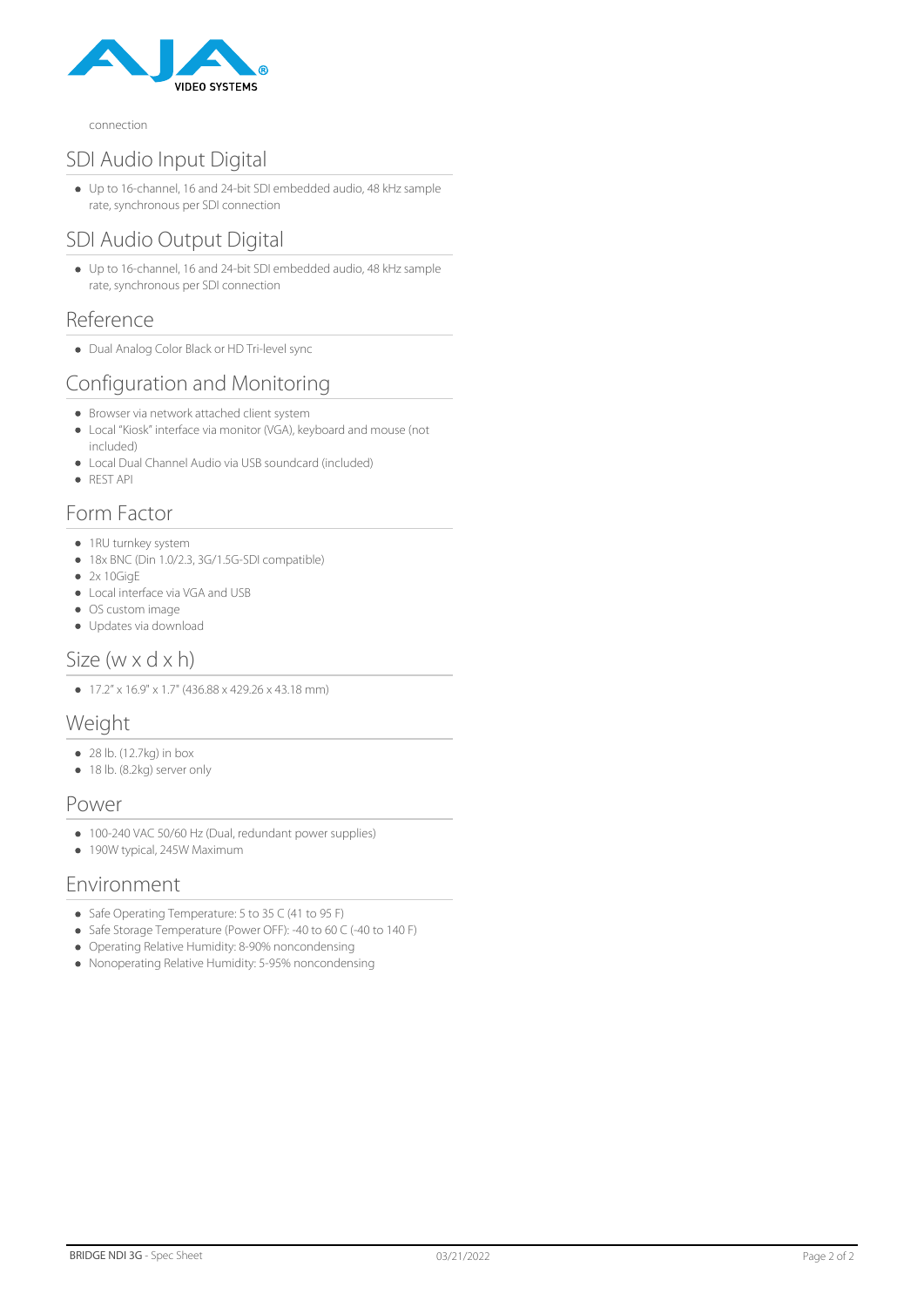connection

## SDI Audio Input Digital

- Up to 16-channel, 16 and 24-bit SDI embedded audio, 48 kHz sample rate, synchronous per SDI connection

## SDI Audio Output Digital

- Up to 16-channel, 16 and 24-bit SDI embedded audio, 48 kHz sample rate, synchronous per SDI connection

## Reference

- Dual Analog Color Black or HD Tri-level sync

## Configuration and Monitoring

- Browser via network attached client system
- Local "Kiosk" interface via monitor (VGA), keyboard and mouse (not included)
- Local Dual Channel Audio via USB soundcard (included)
- REST API

## Form Factor

- 1RU turnkey system
- 18x BNC (Din 1.0/2.3, 3G/1.5G-SDI compatible)
- 2x 10GigE
- Local interface via VGA and USB
- OS custom image
- Updates via download

## Size (w x d x h)

- 17.2" x 16.9" x 1.7" (436.88 x 429.26 x 43.18 mm)

## Weight

- 28 lb. (12.7kg) in box
- 18 lb. (8.2kg) server only

## Power

- 100-240 VAC 50/60 Hz (Dual, redundant power supplies)
- 190W typical, 245W Maximum

## Environment

- Safe Operating Temperature: 5 to 35 C (41 to 95 F)
- Safe Storage Temperature (Power OFF): -40 to 60 C (-40 to 140 F)
- Operating Relative Humidity: 8-90% noncondensing
- Nonoperating Relative Humidity: 5-95% noncondensing